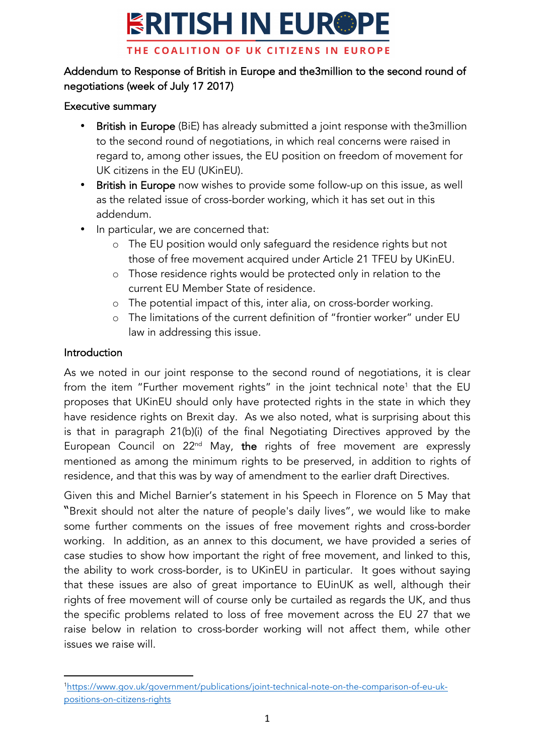# BRITISH IN EUROPE

THE COALITION OF UK CITIZENS IN EUROPE

Addendum to Response of British in Europe and the3million to the second round of negotiations (week of July 17 2017)

## Executive summary

- **British in Europe** (BiE) has already submitted a joint response with the3million to the second round of negotiations, in which real concerns were raised in regard to, among other issues, the EU position on freedom of movement for UK citizens in the EU (UKinEU).
- **British in Europe** now wishes to provide some follow-up on this issue, as well as the related issue of cross-border working, which it has set out in this addendum.
- In particular, we are concerned that:
  - The EU position would only safeguard the residence rights but not those of free movement acquired under Article 21 TFEU by UKinEU.
  - Those residence rights would be protected only in relation to the current EU Member State of residence.
  - The potential impact of this, inter alia, on cross-border working.
  - The limitations of the current definition of "frontier worker" under EU law in addressing this issue.

## Introduction

As we noted in our joint response to the second round of negotiations, it is clear from the item "Further movement rights" in the joint technical note[1] that the EU proposes that UKinEU should only have protected rights in the state in which they have residence rights on Brexit day. As we also noted, what is surprising about this is that in paragraph 21(b)(i) of the final Negotiating Directives approved by the European Council on 22nd May, **the** rights of free movement are expressly mentioned as among the minimum rights to be preserved, in addition to rights of residence, and that this was by way of amendment to the earlier draft Directives.

Given this and Michel Barnier's statement in his Speech in Florence on 5 May that "Brexit should not alter the nature of people's daily lives", we would like to make some further comments on the issues of free movement rights and cross-border working. In addition, as an annex to this document, we have provided a series of case studies to show how important the right of free movement, and linked to this, the ability to work cross-border, is to UKinEU in particular. It goes without saying that these issues are also of great importance to EUinUK as well, although their rights of free movement will of course only be curtailed as regards the UK, and thus the specific problems related to loss of free movement across the EU 27 that we raise below in relation to cross-border working will not affect them, while other issues we raise will.

[1] https://www.gov.uk/government/publications/joint-technical-note-on-the-comparison-of-eu-uk-positions-on-citizens-rights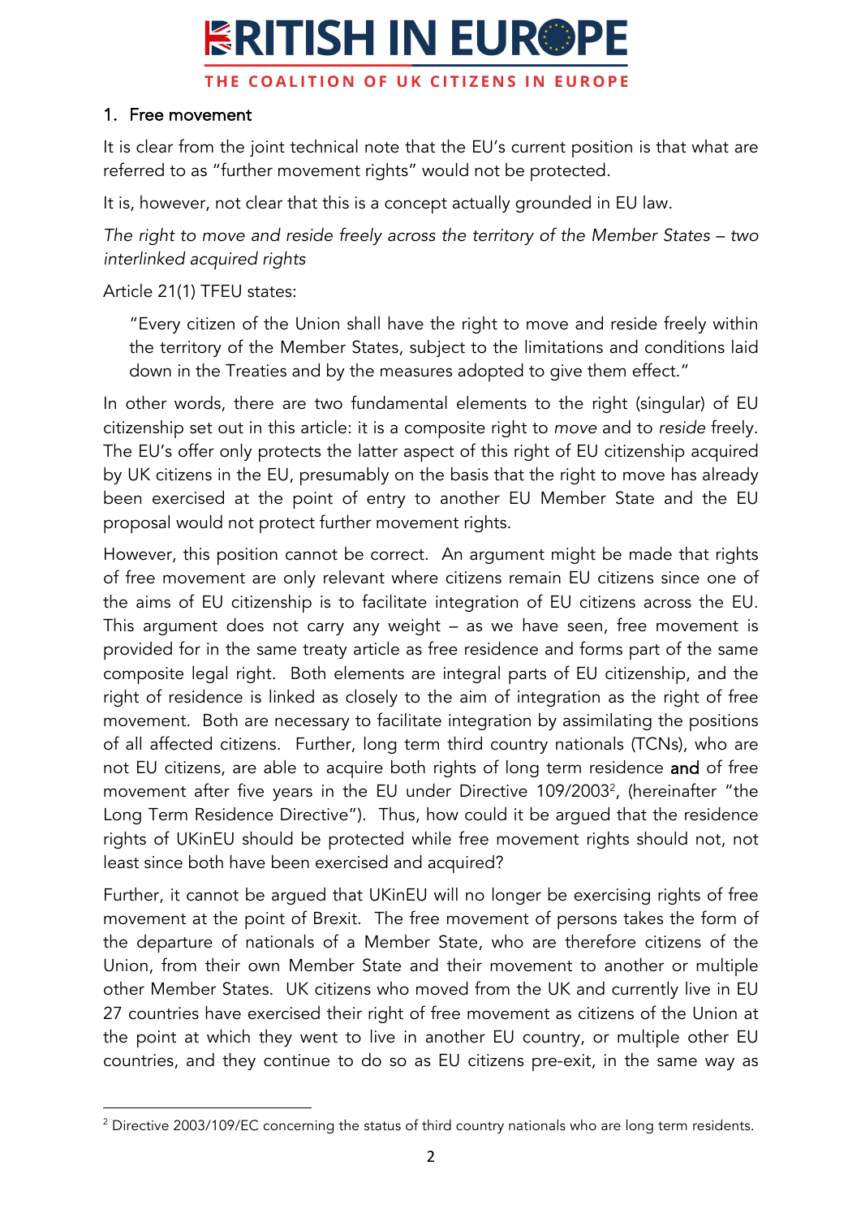## 1. Free movement

It is clear from the joint technical note that the EU's current position is that what are referred to as "further movement rights" would not be protected.

It is, however, not clear that this is a concept actually grounded in EU law.

*The right to move and reside freely across the territory of the Member States – two interlinked acquired rights*

Article 21(1) TFEU states:

> "Every citizen of the Union shall have the right to move and reside freely within the territory of the Member States, subject to the limitations and conditions laid down in the Treaties and by the measures adopted to give them effect."

In other words, there are two fundamental elements to the right (singular) of EU citizenship set out in this article: it is a composite right to *move* and to *reside* freely. The EU's offer only protects the latter aspect of this right of EU citizenship acquired by UK citizens in the EU, presumably on the basis that the right to move has already been exercised at the point of entry to another EU Member State and the EU proposal would not protect further movement rights.

However, this position cannot be correct. An argument might be made that rights of free movement are only relevant where citizens remain EU citizens since one of the aims of EU citizenship is to facilitate integration of EU citizens across the EU. This argument does not carry any weight – as we have seen, free movement is provided for in the same treaty article as free residence and forms part of the same composite legal right. Both elements are integral parts of EU citizenship, and the right of residence is linked as closely to the aim of integration as the right of free movement. Both are necessary to facilitate integration by assimilating the positions of all affected citizens. Further, long term third country nationals (TCNs), who are not EU citizens, are able to acquire both rights of long term residence **and** of free movement after five years in the EU under Directive 109/2003[2], (hereinafter "the Long Term Residence Directive"). Thus, how could it be argued that the residence rights of UKinEU should be protected while free movement rights should not, not least since both have been exercised and acquired?

Further, it cannot be argued that UKinEU will no longer be exercising rights of free movement at the point of Brexit. The free movement of persons takes the form of the departure of nationals of a Member State, who are therefore citizens of the Union, from their own Member State and their movement to another or multiple other Member States. UK citizens who moved from the UK and currently live in EU 27 countries have exercised their right of free movement as citizens of the Union at the point at which they went to live in another EU country, or multiple other EU countries, and they continue to do so as EU citizens pre-exit, in the same way as

[2] Directive 2003/109/EC concerning the status of third country nationals who are long term residents.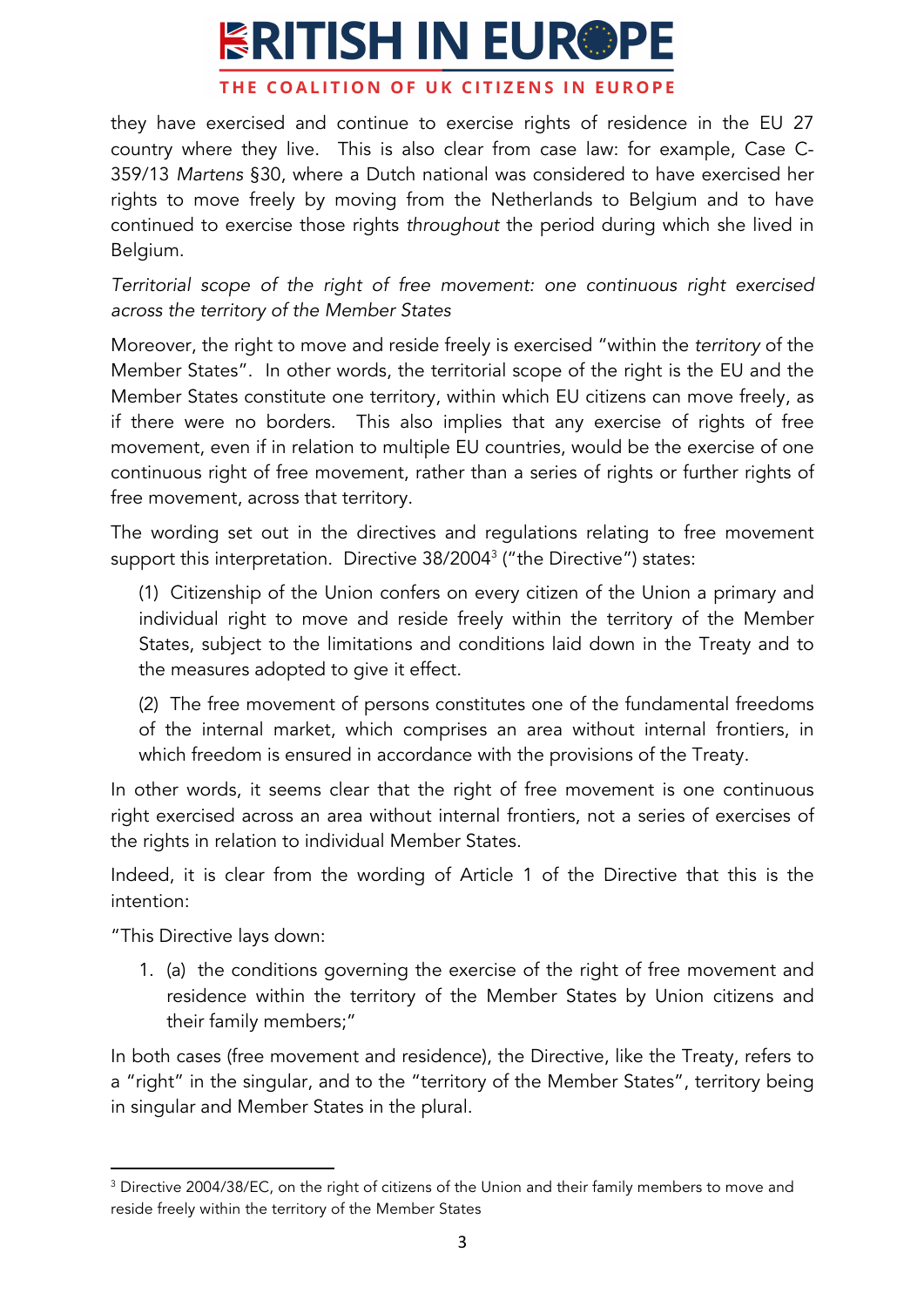they have exercised and continue to exercise rights of residence in the EU 27 country where they live. This is also clear from case law: for example, Case C-359/13 *Martens* §30, where a Dutch national was considered to have exercised her rights to move freely by moving from the Netherlands to Belgium and to have continued to exercise those rights *throughout* the period during which she lived in Belgium.

*Territorial scope of the right of free movement: one continuous right exercised across the territory of the Member States*

Moreover, the right to move and reside freely is exercised "within the *territory* of the Member States". In other words, the territorial scope of the right is the EU and the Member States constitute one territory, within which EU citizens can move freely, as if there were no borders. This also implies that any exercise of rights of free movement, even if in relation to multiple EU countries, would be the exercise of one continuous right of free movement, rather than a series of rights or further rights of free movement, across that territory.

The wording set out in the directives and regulations relating to free movement support this interpretation. Directive 38/2004[3] ("the Directive") states:

> (1) Citizenship of the Union confers on every citizen of the Union a primary and individual right to move and reside freely within the territory of the Member States, subject to the limitations and conditions laid down in the Treaty and to the measures adopted to give it effect.
>
> (2) The free movement of persons constitutes one of the fundamental freedoms of the internal market, which comprises an area without internal frontiers, in which freedom is ensured in accordance with the provisions of the Treaty.

In other words, it seems clear that the right of free movement is one continuous right exercised across an area without internal frontiers, not a series of exercises of the rights in relation to individual Member States.

Indeed, it is clear from the wording of Article 1 of the Directive that this is the intention:

"This Directive lays down:

1. (a) the conditions governing the exercise of the right of free movement and residence within the territory of the Member States by Union citizens and their family members;"

In both cases (free movement and residence), the Directive, like the Treaty, refers to a "right" in the singular, and to the "territory of the Member States", territory being in singular and Member States in the plural.

---

[3] Directive 2004/38/EC, on the right of citizens of the Union and their family members to move and reside freely within the territory of the Member States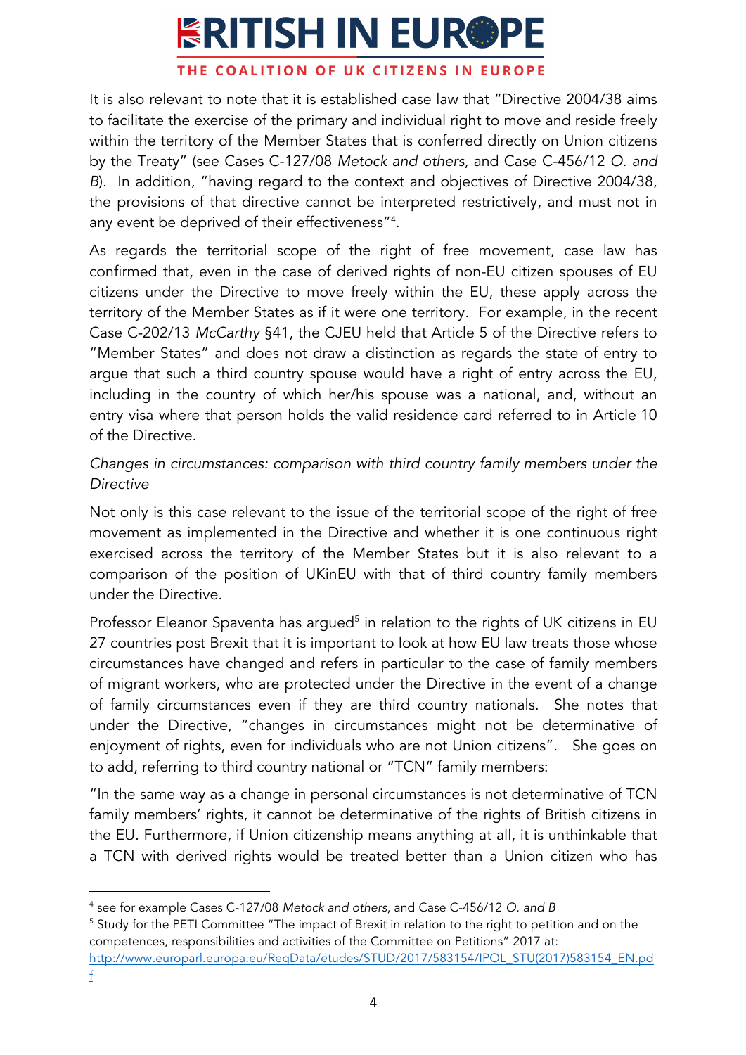It is also relevant to note that it is established case law that "Directive 2004/38 aims to facilitate the exercise of the primary and individual right to move and reside freely within the territory of the Member States that is conferred directly on Union citizens by the Treaty" (see Cases C-127/08 *Metock and others*, and Case C-456/12 *O. and B*). In addition, "having regard to the context and objectives of Directive 2004/38, the provisions of that directive cannot be interpreted restrictively, and must not in any event be deprived of their effectiveness"[4].

As regards the territorial scope of the right of free movement, case law has confirmed that, even in the case of derived rights of non-EU citizen spouses of EU citizens under the Directive to move freely within the EU, these apply across the territory of the Member States as if it were one territory. For example, in the recent Case C-202/13 *McCarthy* §41, the CJEU held that Article 5 of the Directive refers to "Member States" and does not draw a distinction as regards the state of entry to argue that such a third country spouse would have a right of entry across the EU, including in the country of which her/his spouse was a national, and, without an entry visa where that person holds the valid residence card referred to in Article 10 of the Directive.

*Changes in circumstances: comparison with third country family members under the Directive*

Not only is this case relevant to the issue of the territorial scope of the right of free movement as implemented in the Directive and whether it is one continuous right exercised across the territory of the Member States but it is also relevant to a comparison of the position of UKinEU with that of third country family members under the Directive.

Professor Eleanor Spaventa has argued[5] in relation to the rights of UK citizens in EU 27 countries post Brexit that it is important to look at how EU law treats those whose circumstances have changed and refers in particular to the case of family members of migrant workers, who are protected under the Directive in the event of a change of family circumstances even if they are third country nationals. She notes that under the Directive, "changes in circumstances might not be determinative of enjoyment of rights, even for individuals who are not Union citizens". She goes on to add, referring to third country national or "TCN" family members:

"In the same way as a change in personal circumstances is not determinative of TCN family members' rights, it cannot be determinative of the rights of British citizens in the EU. Furthermore, if Union citizenship means anything at all, it is unthinkable that a TCN with derived rights would be treated better than a Union citizen who has

---

[4] see for example Cases C-127/08 *Metock and others*, and Case C-456/12 *O. and B*

[5] Study for the PETI Committee "The impact of Brexit in relation to the right to petition and on the competences, responsibilities and activities of the Committee on Petitions" 2017 at: http://www.europarl.europa.eu/RegData/etudes/STUD/2017/583154/IPOL_STU(2017)583154_EN.pdf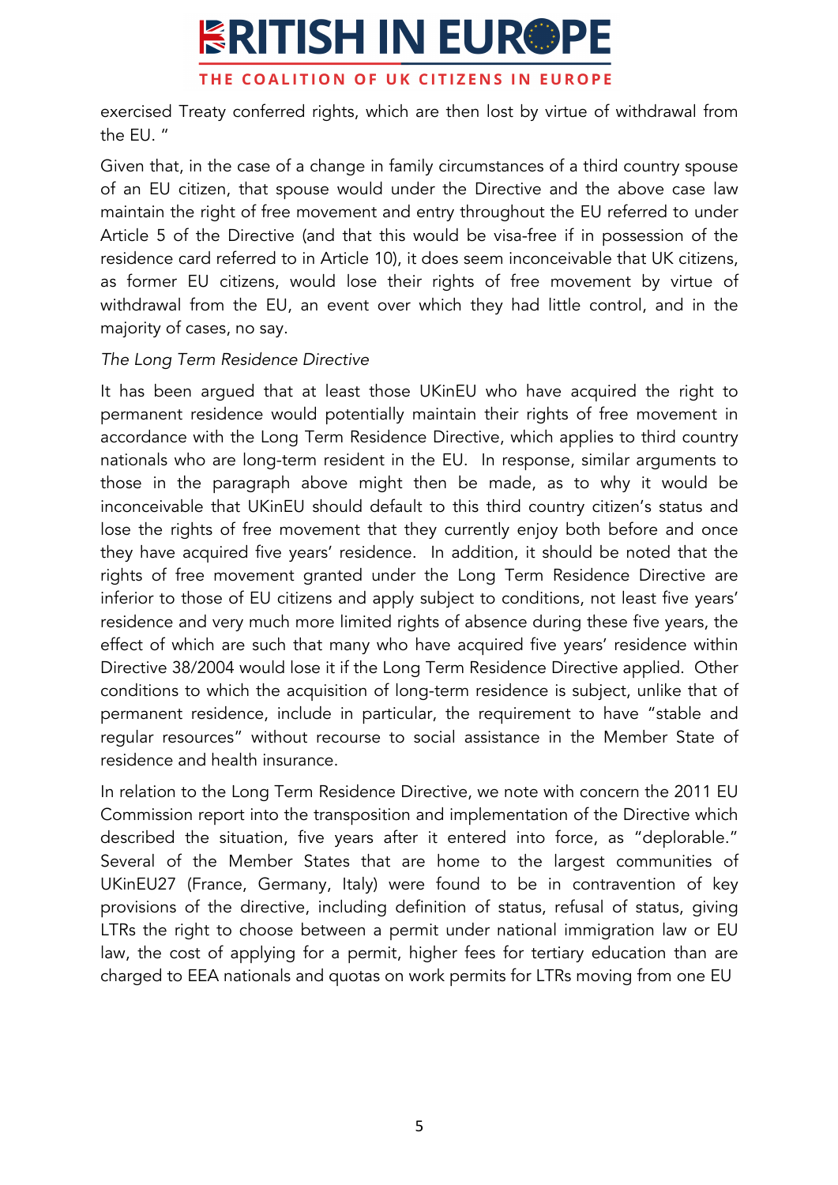exercised Treaty conferred rights, which are then lost by virtue of withdrawal from the EU. "

Given that, in the case of a change in family circumstances of a third country spouse of an EU citizen, that spouse would under the Directive and the above case law maintain the right of free movement and entry throughout the EU referred to under Article 5 of the Directive (and that this would be visa-free if in possession of the residence card referred to in Article 10), it does seem inconceivable that UK citizens, as former EU citizens, would lose their rights of free movement by virtue of withdrawal from the EU, an event over which they had little control, and in the majority of cases, no say.

*The Long Term Residence Directive*

It has been argued that at least those UKinEU who have acquired the right to permanent residence would potentially maintain their rights of free movement in accordance with the Long Term Residence Directive, which applies to third country nationals who are long-term resident in the EU. In response, similar arguments to those in the paragraph above might then be made, as to why it would be inconceivable that UKinEU should default to this third country citizen's status and lose the rights of free movement that they currently enjoy both before and once they have acquired five years' residence. In addition, it should be noted that the rights of free movement granted under the Long Term Residence Directive are inferior to those of EU citizens and apply subject to conditions, not least five years' residence and very much more limited rights of absence during these five years, the effect of which are such that many who have acquired five years' residence within Directive 38/2004 would lose it if the Long Term Residence Directive applied. Other conditions to which the acquisition of long-term residence is subject, unlike that of permanent residence, include in particular, the requirement to have "stable and regular resources" without recourse to social assistance in the Member State of residence and health insurance.

In relation to the Long Term Residence Directive, we note with concern the 2011 EU Commission report into the transposition and implementation of the Directive which described the situation, five years after it entered into force, as "deplorable." Several of the Member States that are home to the largest communities of UKinEU27 (France, Germany, Italy) were found to be in contravention of key provisions of the directive, including definition of status, refusal of status, giving LTRs the right to choose between a permit under national immigration law or EU law, the cost of applying for a permit, higher fees for tertiary education than are charged to EEA nationals and quotas on work permits for LTRs moving from one EU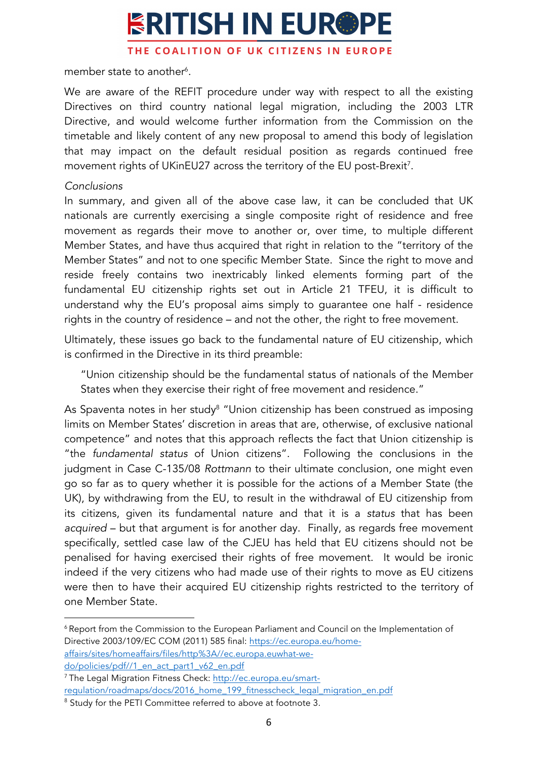member state to another[6].

We are aware of the REFIT procedure under way with respect to all the existing Directives on third country national legal migration, including the 2003 LTR Directive, and would welcome further information from the Commission on the timetable and likely content of any new proposal to amend this body of legislation that may impact on the default residual position as regards continued free movement rights of UKinEU27 across the territory of the EU post-Brexit[7].

*Conclusions*

In summary, and given all of the above case law, it can be concluded that UK nationals are currently exercising a single composite right of residence and free movement as regards their move to another or, over time, to multiple different Member States, and have thus acquired that right in relation to the "territory of the Member States" and not to one specific Member State. Since the right to move and reside freely contains two inextricably linked elements forming part of the fundamental EU citizenship rights set out in Article 21 TFEU, it is difficult to understand why the EU's proposal aims simply to guarantee one half - residence rights in the country of residence – and not the other, the right to free movement.

Ultimately, these issues go back to the fundamental nature of EU citizenship, which is confirmed in the Directive in its third preamble:

> "Union citizenship should be the fundamental status of nationals of the Member States when they exercise their right of free movement and residence."

As Spaventa notes in her study[8] "Union citizenship has been construed as imposing limits on Member States' discretion in areas that are, otherwise, of exclusive national competence" and notes that this approach reflects the fact that Union citizenship is "the *fundamental status* of Union citizens". Following the conclusions in the judgment in Case C-135/08 *Rottmann* to their ultimate conclusion, one might even go so far as to query whether it is possible for the actions of a Member State (the UK), by withdrawing from the EU, to result in the withdrawal of EU citizenship from its citizens, given its fundamental nature and that it is a *status* that has been *acquired* – but that argument is for another day. Finally, as regards free movement specifically, settled case law of the CJEU has held that EU citizens should not be penalised for having exercised their rights of free movement. It would be ironic indeed if the very citizens who had made use of their rights to move as EU citizens were then to have their acquired EU citizenship rights restricted to the territory of one Member State.

---

[6] Report from the Commission to the European Parliament and Council on the Implementation of Directive 2003/109/EC COM (2011) 585 final: https://ec.europa.eu/home-affairs/sites/homeaffairs/files/http%3A//ec.europa.euwhat-we-do/policies/pdf//1_en_act_part1_v62_en.pdf

[7] The Legal Migration Fitness Check: http://ec.europa.eu/smart-regulation/roadmaps/docs/2016_home_199_fitnesscheck_legal_migration_en.pdf

[8] Study for the PETI Committee referred to above at footnote 3.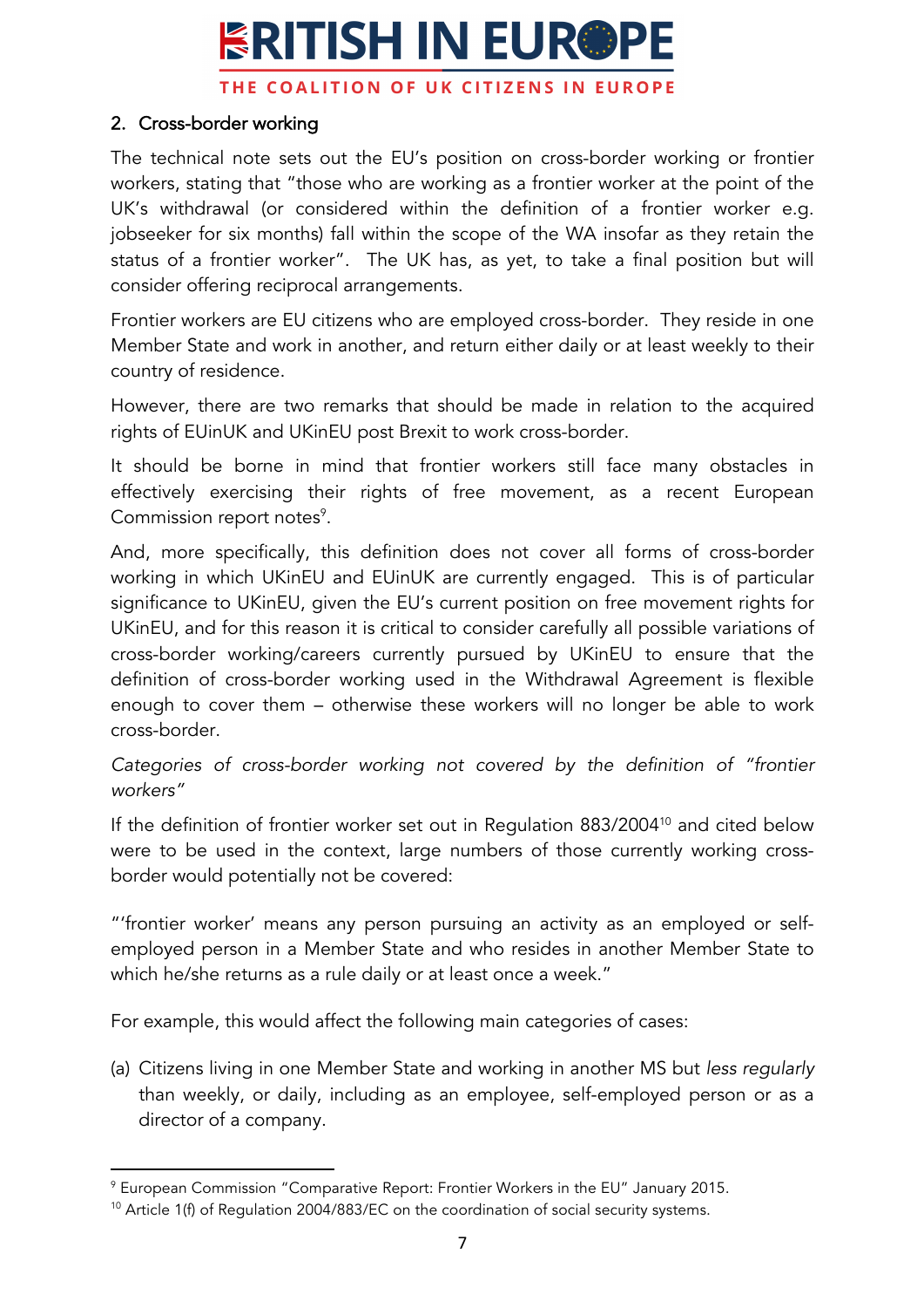## 2. Cross-border working

The technical note sets out the EU's position on cross-border working or frontier workers, stating that "those who are working as a frontier worker at the point of the UK's withdrawal (or considered within the definition of a frontier worker e.g. jobseeker for six months) fall within the scope of the WA insofar as they retain the status of a frontier worker". The UK has, as yet, to take a final position but will consider offering reciprocal arrangements.

Frontier workers are EU citizens who are employed cross-border. They reside in one Member State and work in another, and return either daily or at least weekly to their country of residence.

However, there are two remarks that should be made in relation to the acquired rights of EUinUK and UKinEU post Brexit to work cross-border.

It should be borne in mind that frontier workers still face many obstacles in effectively exercising their rights of free movement, as a recent European Commission report notes[9].

And, more specifically, this definition does not cover all forms of cross-border working in which UKinEU and EUinUK are currently engaged. This is of particular significance to UKinEU, given the EU's current position on free movement rights for UKinEU, and for this reason it is critical to consider carefully all possible variations of cross-border working/careers currently pursued by UKinEU to ensure that the definition of cross-border working used in the Withdrawal Agreement is flexible enough to cover them – otherwise these workers will no longer be able to work cross-border.

*Categories of cross-border working not covered by the definition of "frontier workers"*

If the definition of frontier worker set out in Regulation 883/2004[10] and cited below were to be used in the context, large numbers of those currently working cross-border would potentially not be covered:

"'frontier worker' means any person pursuing an activity as an employed or self-employed person in a Member State and who resides in another Member State to which he/she returns as a rule daily or at least once a week."

For example, this would affect the following main categories of cases:

(a) Citizens living in one Member State and working in another MS but *less regularly* than weekly, or daily, including as an employee, self-employed person or as a director of a company.

---

[9] European Commission "Comparative Report: Frontier Workers in the EU" January 2015.

[10] Article 1(f) of Regulation 2004/883/EC on the coordination of social security systems.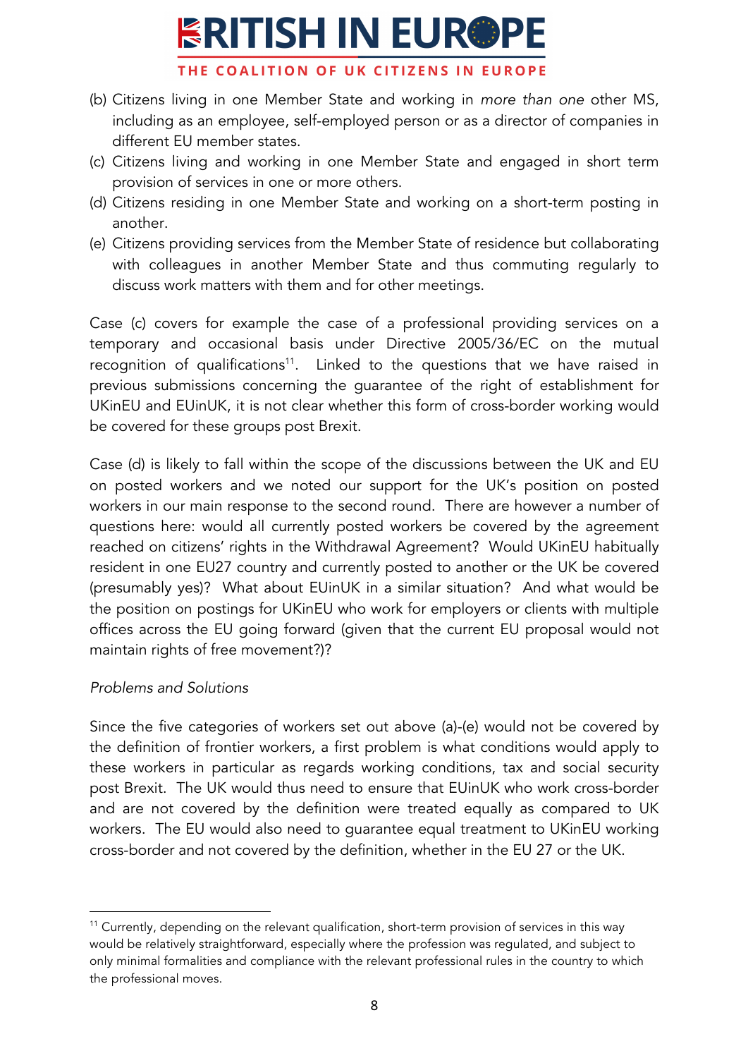(b) Citizens living in one Member State and working in *more than one* other MS, including as an employee, self-employed person or as a director of companies in different EU member states.

(c) Citizens living and working in one Member State and engaged in short term provision of services in one or more others.

(d) Citizens residing in one Member State and working on a short-term posting in another.

(e) Citizens providing services from the Member State of residence but collaborating with colleagues in another Member State and thus commuting regularly to discuss work matters with them and for other meetings.

Case (c) covers for example the case of a professional providing services on a temporary and occasional basis under Directive 2005/36/EC on the mutual recognition of qualifications[11]. Linked to the questions that we have raised in previous submissions concerning the guarantee of the right of establishment for UKinEU and EUinUK, it is not clear whether this form of cross-border working would be covered for these groups post Brexit.

Case (d) is likely to fall within the scope of the discussions between the UK and EU on posted workers and we noted our support for the UK's position on posted workers in our main response to the second round. There are however a number of questions here: would all currently posted workers be covered by the agreement reached on citizens' rights in the Withdrawal Agreement? Would UKinEU habitually resident in one EU27 country and currently posted to another or the UK be covered (presumably yes)? What about EUinUK in a similar situation? And what would be the position on postings for UKinEU who work for employers or clients with multiple offices across the EU going forward (given that the current EU proposal would not maintain rights of free movement?)?

*Problems and Solutions*

Since the five categories of workers set out above (a)-(e) would not be covered by the definition of frontier workers, a first problem is what conditions would apply to these workers in particular as regards working conditions, tax and social security post Brexit. The UK would thus need to ensure that EUinUK who work cross-border and are not covered by the definition were treated equally as compared to UK workers. The EU would also need to guarantee equal treatment to UKinEU working cross-border and not covered by the definition, whether in the EU 27 or the UK.

[11] Currently, depending on the relevant qualification, short-term provision of services in this way would be relatively straightforward, especially where the profession was regulated, and subject to only minimal formalities and compliance with the relevant professional rules in the country to which the professional moves.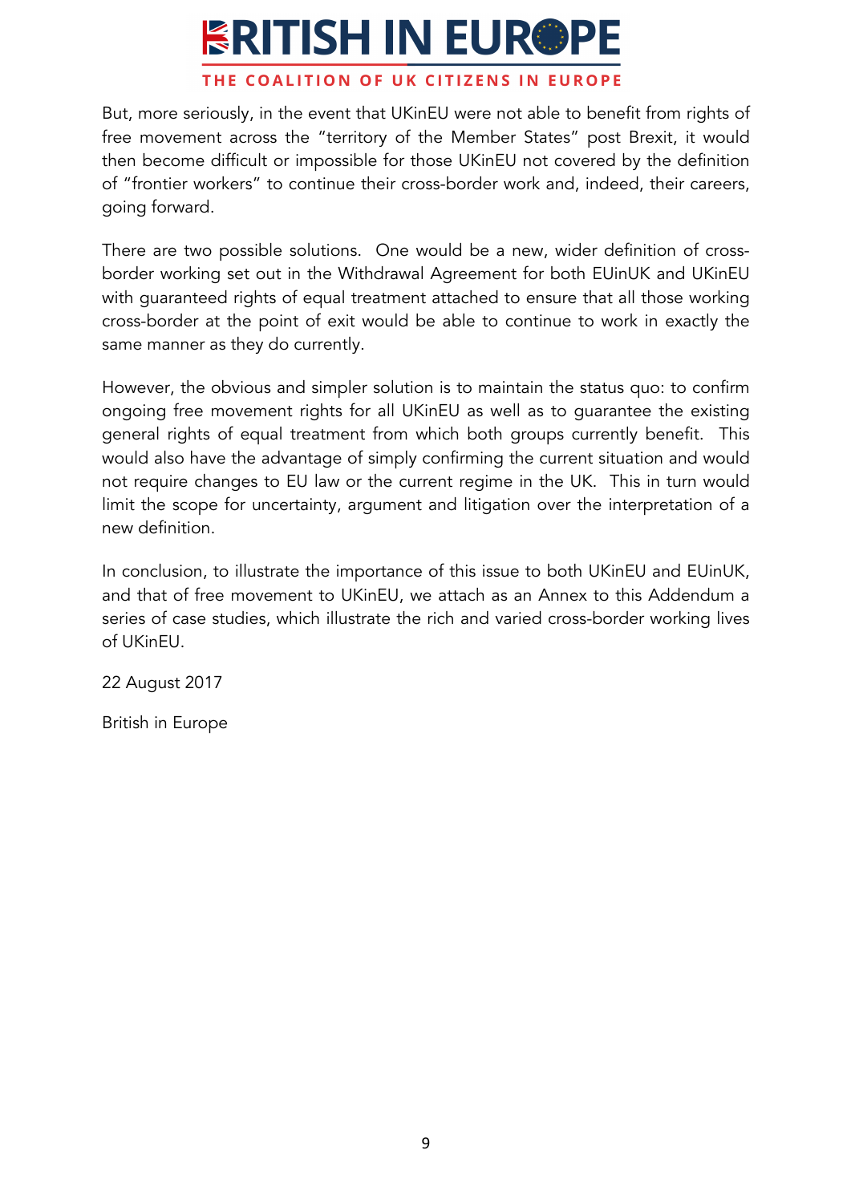But, more seriously, in the event that UKinEU were not able to benefit from rights of free movement across the "territory of the Member States" post Brexit, it would then become difficult or impossible for those UKinEU not covered by the definition of "frontier workers" to continue their cross-border work and, indeed, their careers, going forward.

There are two possible solutions. One would be a new, wider definition of cross-border working set out in the Withdrawal Agreement for both EUinUK and UKinEU with guaranteed rights of equal treatment attached to ensure that all those working cross-border at the point of exit would be able to continue to work in exactly the same manner as they do currently.

However, the obvious and simpler solution is to maintain the status quo: to confirm ongoing free movement rights for all UKinEU as well as to guarantee the existing general rights of equal treatment from which both groups currently benefit. This would also have the advantage of simply confirming the current situation and would not require changes to EU law or the current regime in the UK. This in turn would limit the scope for uncertainty, argument and litigation over the interpretation of a new definition.

In conclusion, to illustrate the importance of this issue to both UKinEU and EUinUK, and that of free movement to UKinEU, we attach as an Annex to this Addendum a series of case studies, which illustrate the rich and varied cross-border working lives of UKinEU.

22 August 2017

British in Europe